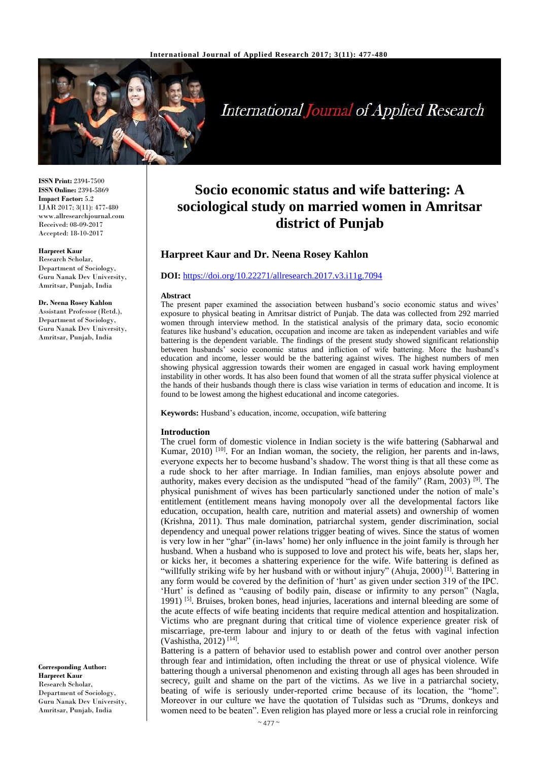**ISSN Print:** 2394-7500
**ISSN Online:** 2394-5869
**Impact Factor:** 5.2
IJAR 2017; 3(11): 477-480
www.allresearchjournal.com
Received: 08-09-2017
Accepted: 18-10-2017

**Harpreet Kaur**
Research Scholar, Department of Sociology, Guru Nanak Dev University, Amritsar, Punjab, India

**Dr. Neena Rosey Kahlon**
Assistant Professor (Retd.), Department of Sociology, Guru Nanak Dev University, Amritsar, Punjab, India

**Corresponding Author:**
**Harpreet Kaur**
Research Scholar, Department of Sociology, Guru Nanak Dev University, Amritsar, Punjab, India

# Socio economic status and wife battering: A sociological study on married women in Amritsar district of Punjab

## Harpreet Kaur and Dr. Neena Rosey Kahlon

**DOI:** https://doi.org/10.22271/allresearch.2017.v3.i11g.7094

### Abstract

The present paper examined the association between husband's socio economic status and wives' exposure to physical beating in Amritsar district of Punjab. The data was collected from 292 married women through interview method. In the statistical analysis of the primary data, socio economic features like husband's education, occupation and income are taken as independent variables and wife battering is the dependent variable. The findings of the present study showed significant relationship between husbands' socio economic status and infliction of wife battering. More the husband's education and income, lesser would be the battering against wives. The highest numbers of men showing physical aggression towards their women are engaged in casual work having employment instability in other words. It has also been found that women of all the strata suffer physical violence at the hands of their husbands though there is class wise variation in terms of education and income. It is found to be lowest among the highest educational and income categories.

**Keywords:** Husband's education, income, occupation, wife battering

### Introduction

The cruel form of domestic violence in Indian society is the wife battering (Sabharwal and Kumar, 2010) [10]. For an Indian woman, the society, the religion, her parents and in-laws, everyone expects her to become husband's shadow. The worst thing is that all these come as a rude shock to her after marriage. In Indian families, man enjoys absolute power and authority, makes every decision as the undisputed "head of the family" (Ram, 2003) [9]. The physical punishment of wives has been particularly sanctioned under the notion of male's entitlement (entitlement means having monopoly over all the developmental factors like education, occupation, health care, nutrition and material assets) and ownership of women (Krishna, 2011). Thus male domination, patriarchal system, gender discrimination, social dependency and unequal power relations trigger beating of wives. Since the status of women is very low in her "ghar" (in-laws' home) her only influence in the joint family is through her husband. When a husband who is supposed to love and protect his wife, beats her, slaps her, or kicks her, it becomes a shattering experience for the wife. Wife battering is defined as "willfully striking wife by her husband with or without injury" (Ahuja, 2000) [1]. Battering in any form would be covered by the definition of 'hurt' as given under section 319 of the IPC. 'Hurt' is defined as "causing of bodily pain, disease or infirmity to any person" (Nagla, 1991) [5]. Bruises, broken bones, head injuries, lacerations and internal bleeding are some of the acute effects of wife beating incidents that require medical attention and hospitalization. Victims who are pregnant during that critical time of violence experience greater risk of miscarriage, pre-term labour and injury to or death of the fetus with vaginal infection (Vashistha, 2012) [14].

Battering is a pattern of behavior used to establish power and control over another person through fear and intimidation, often including the threat or use of physical violence. Wife battering though a universal phenomenon and existing through all ages has been shrouded in secrecy, guilt and shame on the part of the victims. As we live in a patriarchal society, beating of wife is seriously under-reported crime because of its location, the "home". Moreover in our culture we have the quotation of Tulsidas such as "Drums, donkeys and women need to be beaten". Even religion has played more or less a crucial role in reinforcing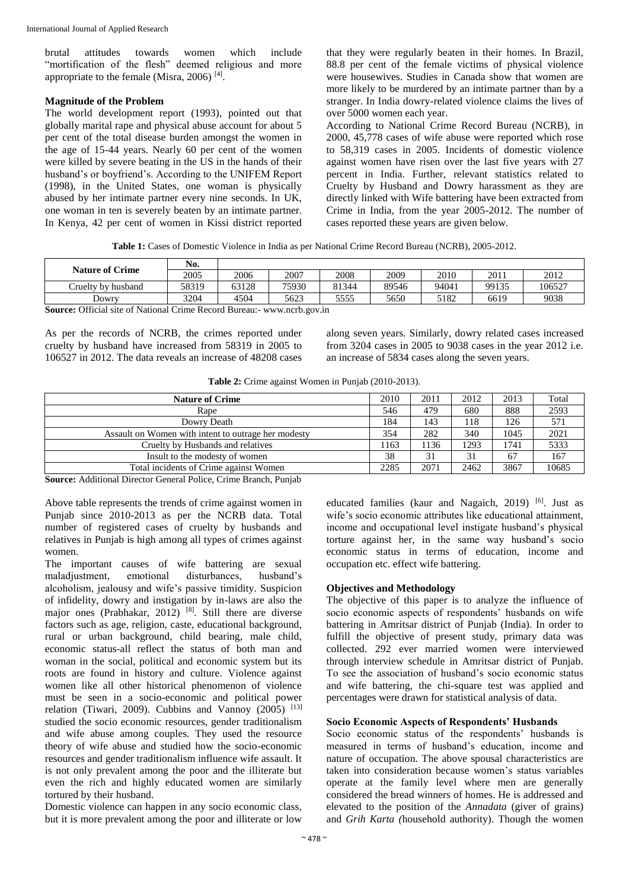brutal attitudes towards women which include "mortification of the flesh" deemed religious and more appropriate to the female (Misra, 2006) [4].

## Magnitude of the Problem

The world development report (1993), pointed out that globally marital rape and physical abuse account for about 5 per cent of the total disease burden amongst the women in the age of 15-44 years. Nearly 60 per cent of the women were killed by severe beating in the US in the hands of their husband's or boyfriend's. According to the UNIFEM Report (1998), in the United States, one woman is physically abused by her intimate partner every nine seconds. In UK, one woman in ten is severely beaten by an intimate partner. In Kenya, 42 per cent of women in Kissi district reported that they were regularly beaten in their homes. In Brazil, 88.8 per cent of the female victims of physical violence were housewives. Studies in Canada show that women are more likely to be murdered by an intimate partner than by a stranger. In India dowry-related violence claims the lives of over 5000 women each year.

According to National Crime Record Bureau (NCRB), in 2000, 45,778 cases of wife abuse were reported which rose to 58,319 cases in 2005. Incidents of domestic violence against women have risen over the last five years with 27 percent in India. Further, relevant statistics related to Cruelty by Husband and Dowry harassment as they are directly linked with Wife battering have been extracted from Crime in India, from the year 2005-2012. The number of cases reported these years are given below.

**Table 1:** Cases of Domestic Violence in India as per National Crime Record Bureau (NCRB), 2005-2012.

| Nature of Crime | No. | | | | | | | |
|---|---|---|---|---|---|---|---|---|
| | 2005 | 2006 | 2007 | 2008 | 2009 | 2010 | 2011 | 2012 |
| Cruelty by husband | 58319 | 63128 | 75930 | 81344 | 89546 | 94041 | 99135 | 106527 |
| Dowry | 3204 | 4504 | 5623 | 5555 | 5650 | 5182 | 6619 | 9038 |

**Source:** Official site of National Crime Record Bureau:- www.ncrb.gov.in

As per the records of NCRB, the crimes reported under cruelty by husband have increased from 58319 in 2005 to 106527 in 2012. The data reveals an increase of 48208 cases along seven years. Similarly, dowry related cases increased from 3204 cases in 2005 to 9038 cases in the year 2012 i.e. an increase of 5834 cases along the seven years.

**Table 2:** Crime against Women in Punjab (2010-2013).

| Nature of Crime | 2010 | 2011 | 2012 | 2013 | Total |
|---|---|---|---|---|---|
| Rape | 546 | 479 | 680 | 888 | 2593 |
| Dowry Death | 184 | 143 | 118 | 126 | 571 |
| Assault on Women with intent to outrage her modesty | 354 | 282 | 340 | 1045 | 2021 |
| Cruelty by Husbands and relatives | 1163 | 1136 | 1293 | 1741 | 5333 |
| Insult to the modesty of women | 38 | 31 | 31 | 67 | 167 |
| Total incidents of Crime against Women | 2285 | 2071 | 2462 | 3867 | 10685 |

**Source:** Additional Director General Police, Crime Branch, Punjab

Above table represents the trends of crime against women in Punjab since 2010-2013 as per the NCRB data. Total number of registered cases of cruelty by husbands and relatives in Punjab is high among all types of crimes against women.

The important causes of wife battering are sexual maladjustment, emotional disturbances, husband's alcoholism, jealousy and wife's passive timidity. Suspicion of infidelity, dowry and instigation by in-laws are also the major ones (Prabhakar, 2012) [8]. Still there are diverse factors such as age, religion, caste, educational background, rural or urban background, child bearing, male child, economic status-all reflect the status of both man and woman in the social, political and economic system but its roots are found in history and culture. Violence against women like all other historical phenomenon of violence must be seen in a socio-economic and political power relation (Tiwari, 2009). Cubbins and Vannoy (2005) [13] studied the socio economic resources, gender traditionalism and wife abuse among couples. They used the resource theory of wife abuse and studied how the socio-economic resources and gender traditionalism influence wife assault. It is not only prevalent among the poor and the illiterate but even the rich and highly educated women are similarly tortured by their husband.

Domestic violence can happen in any socio economic class, but it is more prevalent among the poor and illiterate or low educated families (kaur and Nagaich, 2019) [6]. Just as wife's socio economic attributes like educational attainment, income and occupational level instigate husband's physical torture against her, in the same way husband's socio economic status in terms of education, income and occupation etc. effect wife battering.

## Objectives and Methodology

The objective of this paper is to analyze the influence of socio economic aspects of respondents' husbands on wife battering in Amritsar district of Punjab (India). In order to fulfill the objective of present study, primary data was collected. 292 ever married women were interviewed through interview schedule in Amritsar district of Punjab. To see the association of husband's socio economic status and wife battering, the chi-square test was applied and percentages were drawn for statistical analysis of data.

## Socio Economic Aspects of Respondents' Husbands

Socio economic status of the respondents' husbands is measured in terms of husband's education, income and nature of occupation. The above spousal characteristics are taken into consideration because women's status variables operate at the family level where men are generally considered the bread winners of homes. He is addressed and elevated to the position of the *Annadata* (giver of grains) and *Grih Karta (*household authority). Though the women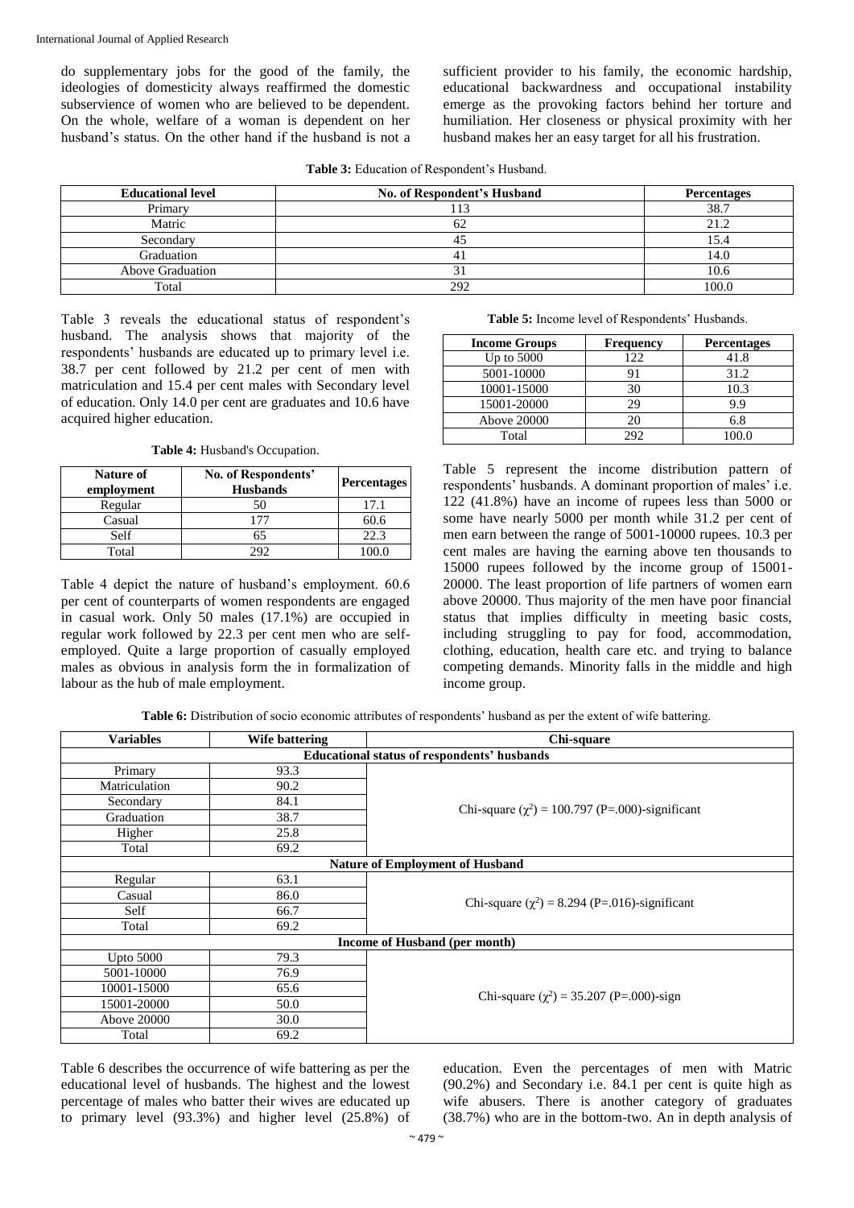do supplementary jobs for the good of the family, the ideologies of domesticity always reaffirmed the domestic subservience of women who are believed to be dependent. On the whole, welfare of a woman is dependent on her husband's status. On the other hand if the husband is not a sufficient provider to his family, the economic hardship, educational backwardness and occupational instability emerge as the provoking factors behind her torture and humiliation. Her closeness or physical proximity with her husband makes her an easy target for all his frustration.

**Table 3:** Education of Respondent's Husband.

| Educational level | No. of Respondent's Husband | Percentages |
|---|---|---|
| Primary | 113 | 38.7 |
| Matric | 62 | 21.2 |
| Secondary | 45 | 15.4 |
| Graduation | 41 | 14.0 |
| Above Graduation | 31 | 10.6 |
| Total | 292 | 100.0 |

Table 3 reveals the educational status of respondent's husband. The analysis shows that majority of the respondents' husbands are educated up to primary level i.e. 38.7 per cent followed by 21.2 per cent of men with matriculation and 15.4 per cent males with Secondary level of education. Only 14.0 per cent are graduates and 10.6 have acquired higher education.

**Table 4:** Husband's Occupation.

| Nature of employment | No. of Respondents' Husbands | Percentages |
|---|---|---|
| Regular | 50 | 17.1 |
| Casual | 177 | 60.6 |
| Self | 65 | 22.3 |
| Total | 292 | 100.0 |

Table 4 depict the nature of husband's employment. 60.6 per cent of counterparts of women respondents are engaged in casual work. Only 50 males (17.1%) are occupied in regular work followed by 22.3 per cent men who are self-employed. Quite a large proportion of casually employed males as obvious in analysis form the in formalization of labour as the hub of male employment.

**Table 5:** Income level of Respondents' Husbands.

| Income Groups | Frequency | Percentages |
|---|---|---|
| Up to 5000 | 122 | 41.8 |
| 5001-10000 | 91 | 31.2 |
| 10001-15000 | 30 | 10.3 |
| 15001-20000 | 29 | 9.9 |
| Above 20000 | 20 | 6.8 |
| Total | 292 | 100.0 |

Table 5 represent the income distribution pattern of respondents' husbands. A dominant proportion of males' i.e. 122 (41.8%) have an income of rupees less than 5000 or some have nearly 5000 per month while 31.2 per cent of men earn between the range of 5001-10000 rupees. 10.3 per cent males are having the earning above ten thousands to 15000 rupees followed by the income group of 15001-20000. The least proportion of life partners of women earn above 20000. Thus majority of the men have poor financial status that implies difficulty in meeting basic costs, including struggling to pay for food, accommodation, clothing, education, health care etc. and trying to balance competing demands. Minority falls in the middle and high income group.

**Table 6:** Distribution of socio economic attributes of respondents' husband as per the extent of wife battering.

| Variables | Wife battering | Chi-square |
|---|---|---|
| **Educational status of respondents' husbands** | | |
| Primary | 93.3 | Chi-square ($\chi^2$) = 100.797 (P=.000)-significant |
| Matriculation | 90.2 | |
| Secondary | 84.1 | |
| Graduation | 38.7 | |
| Higher | 25.8 | |
| Total | 69.2 | |
| **Nature of Employment of Husband** | | |
| Regular | 63.1 | Chi-square ($\chi^2$) = 8.294 (P=.016)-significant |
| Casual | 86.0 | |
| Self | 66.7 | |
| Total | 69.2 | |
| **Income of Husband (per month)** | | |
| Upto 5000 | 79.3 | Chi-square ($\chi^2$) = 35.207 (P=.000)-sign |
| 5001-10000 | 76.9 | |
| 10001-15000 | 65.6 | |
| 15001-20000 | 50.0 | |
| Above 20000 | 30.0 | |
| Total | 69.2 | |

Table 6 describes the occurrence of wife battering as per the educational level of husbands. The highest and the lowest percentage of males who batter their wives are educated up to primary level (93.3%) and higher level (25.8%) of education. Even the percentages of men with Matric (90.2%) and Secondary i.e. 84.1 per cent is quite high as wife abusers. There is another category of graduates (38.7%) who are in the bottom-two. An in depth analysis of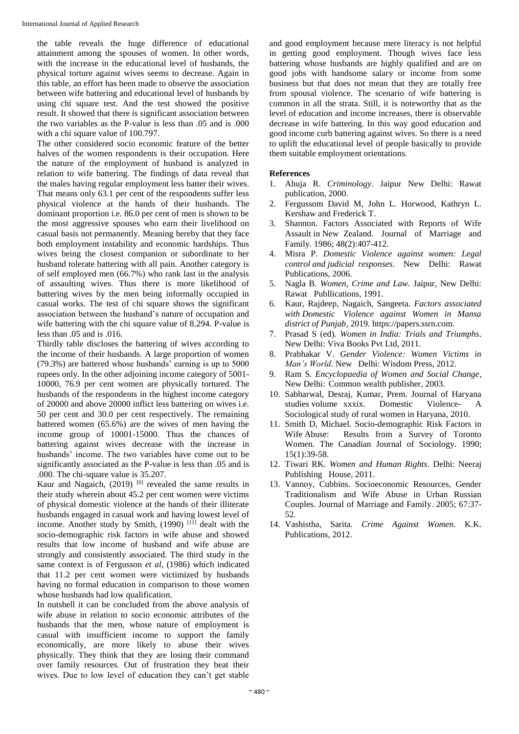the table reveals the huge difference of educational attainment among the spouses of women. In other words, with the increase in the educational level of husbands, the physical torture against wives seems to decrease. Again in this table, an effort has been made to observe the association between wife battering and educational level of husbands by using chi square test. And the test showed the positive result. It showed that there is significant association between the two variables as the P-value is less than .05 and is .000 with a chi square value of 100.797.

The other considered socio economic feature of the better halves of the women respondents is their occupation. Here the nature of the employment of husband is analyzed in relation to wife battering. The findings of data reveal that the males having regular employment less batter their wives. That means only 63.1 per cent of the respondents suffer less physical violence at the hands of their husbands. The dominant proportion i.e. 86.0 per cent of men is shown to be the most aggressive spouses who earn their livelihood on casual basis not permanently. Meaning hereby that they face both employment instability and economic hardships. Thus wives being the closest companion or subordinate to her husband tolerate battering with all pain. Another category is of self employed men (66.7%) who rank last in the analysis of assaulting wives. Thus there is more likelihood of battering wives by the men being informally occupied in casual works. The test of chi square shows the significant association between the husband's nature of occupation and wife battering with the chi square value of 8.294. P-value is less than .05 and is .016.

Thirdly table discloses the battering of wives according to the income of their husbands. A large proportion of women (79.3%) are battered whose husbands' earning is up to 5000 rupees only. In the other adjoining income category of 5001-10000, 76.9 per cent women are physically tortured. The husbands of the respondents in the highest income category of 20000 and above 20000 inflict less battering on wives i.e. 50 per cent and 30.0 per cent respectively. The remaining battered women (65.6%) are the wives of men having the income group of 10001-15000. Thus the chances of battering against wives decrease with the increase in husbands' income. The two variables have come out to be significantly associated as the P-value is less than .05 and is .000. The chi-square value is 35.207.

Kaur and Nagaich, (2019) [6] revealed the same results in their study wherein about 45.2 per cent women were victims of physical domestic violence at the hands of their illiterate husbands engaged in casual work and having lowest level of income. Another study by Smith, (1990) [11] dealt with the socio-demographic risk factors in wife abuse and showed results that low income of husband and wife abuse are strongly and consistently associated. The third study in the same context is of Fergusson *et al*, (1986) which indicated that 11.2 per cent women were victimized by husbands having no formal education in comparison to those women whose husbands had low qualification.

In nutshell it can be concluded from the above analysis of wife abuse in relation to socio economic attributes of the husbands that the men, whose nature of employment is casual with insufficient income to support the family economically, are more likely to abuse their wives physically. They think that they are losing their command over family resources. Out of frustration they beat their wives. Due to low level of education they can't get stable and good employment because mere literacy is not helpful in getting good employment. Though wives face less battering whose husbands are highly qualified and are on good jobs with handsome salary or income from some business but that does not mean that they are totally free from spousal violence. The scenario of wife battering is common in all the strata. Still, it is noteworthy that as the level of education and income increases, there is observable decrease in wife battering. In this way good education and good income curb battering against wives. So there is a need to uplift the educational level of people basically to provide them suitable employment orientations.

## References

1. Ahuja R. *Criminology*. Jaipur New Delhi: Rawat publication, 2000.
2. Fergussom David M, John L. Horwood, Kathryn L. Kershaw and Frederick T.
3. Shannon. Factors Associated with Reports of Wife Assault in New Zealand. Journal of Marriage and Family. 1986; 48(2):407-412.
4. Misra P. *Domestic Violence against women: Legal control and judicial responses*. New Delhi: Rawat Publications, 2006.
5. Nagla B. *Women, Crime and Law*. Jaipur, New Delhi: Rawat Publlications, 1991.
6. Kaur, Rajdeep, Nagaich, Sangeeta. *Factors associated with Domestic Violence against Women in Mansa district of Punjab*, 2019. https://papers.ssrn.com.
7. Prasad S (ed). *Women in India: Trials and Triumphs*. New Delhi: Viva Books Pvt Ltd, 2011.
8. Prabhakar V. *Gender Violence: Women Victims in Man's World*. New Delhi: Wisdom Press, 2012.
9. Ram S. *Encyclopaedia of Women and Social Change*, New Delhi: Common wealth publisher, 2003.
10. Sabharwal, Desraj, Kumar, Prem. Journal of Haryana studies volume xxxix. Domestic Violence- A Sociological study of rural women in Haryana, 2010.
11. Smith D, Michael. Socio-demographic Risk Factors in Wife Abuse: Results from a Survey of Toronto Women. The Canadian Journal of Sociology. 1990; 15(1):39-58.
12. Tiwari RK. *Women and Human Rights*. Delhi: Neeraj Publishing House, 2011.
13. Vannoy, Cubbins. Socioeconomic Resources, Gender Traditionalism and Wife Abuse in Urban Russian Couples. Journal of Marriage and Family. 2005; 67:37-52.
14. Vashistha, Sarita. *Crime Against Women*. K.K. Publications, 2012.